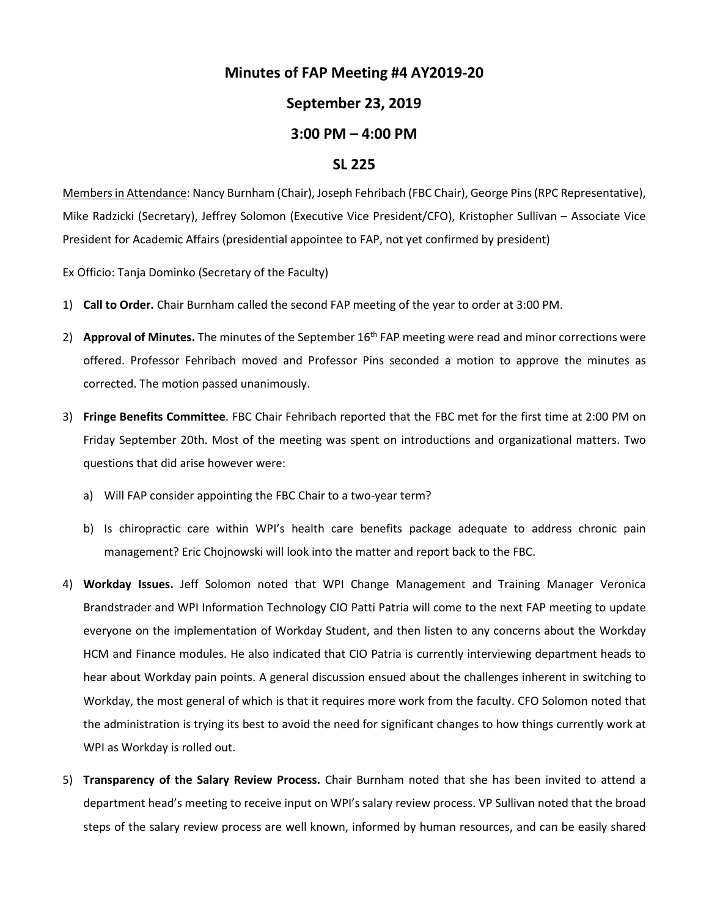# Minutes of FAP Meeting #4 AY2019-20

## September 23, 2019

## 3:00 PM – 4:00 PM

## SL 225

Members in Attendance: Nancy Burnham (Chair), Joseph Fehribach (FBC Chair), George Pins (RPC Representative), Mike Radzicki (Secretary), Jeffrey Solomon (Executive Vice President/CFO), Kristopher Sullivan – Associate Vice President for Academic Affairs (presidential appointee to FAP, not yet confirmed by president)

Ex Officio: Tanja Dominko (Secretary of the Faculty)

1) **Call to Order.** Chair Burnham called the second FAP meeting of the year to order at 3:00 PM.

2) **Approval of Minutes.** The minutes of the September 16th FAP meeting were read and minor corrections were offered. Professor Fehribach moved and Professor Pins seconded a motion to approve the minutes as corrected. The motion passed unanimously.

3) **Fringe Benefits Committee**. FBC Chair Fehribach reported that the FBC met for the first time at 2:00 PM on Friday September 20th. Most of the meeting was spent on introductions and organizational matters. Two questions that did arise however were:

   a) Will FAP consider appointing the FBC Chair to a two-year term?

   b) Is chiropractic care within WPI's health care benefits package adequate to address chronic pain management? Eric Chojnowski will look into the matter and report back to the FBC.

4) **Workday Issues.** Jeff Solomon noted that WPI Change Management and Training Manager Veronica Brandstrader and WPI Information Technology CIO Patti Patria will come to the next FAP meeting to update everyone on the implementation of Workday Student, and then listen to any concerns about the Workday HCM and Finance modules. He also indicated that CIO Patria is currently interviewing department heads to hear about Workday pain points. A general discussion ensued about the challenges inherent in switching to Workday, the most general of which is that it requires more work from the faculty. CFO Solomon noted that the administration is trying its best to avoid the need for significant changes to how things currently work at WPI as Workday is rolled out.

5) **Transparency of the Salary Review Process.** Chair Burnham noted that she has been invited to attend a department head's meeting to receive input on WPI's salary review process. VP Sullivan noted that the broad steps of the salary review process are well known, informed by human resources, and can be easily shared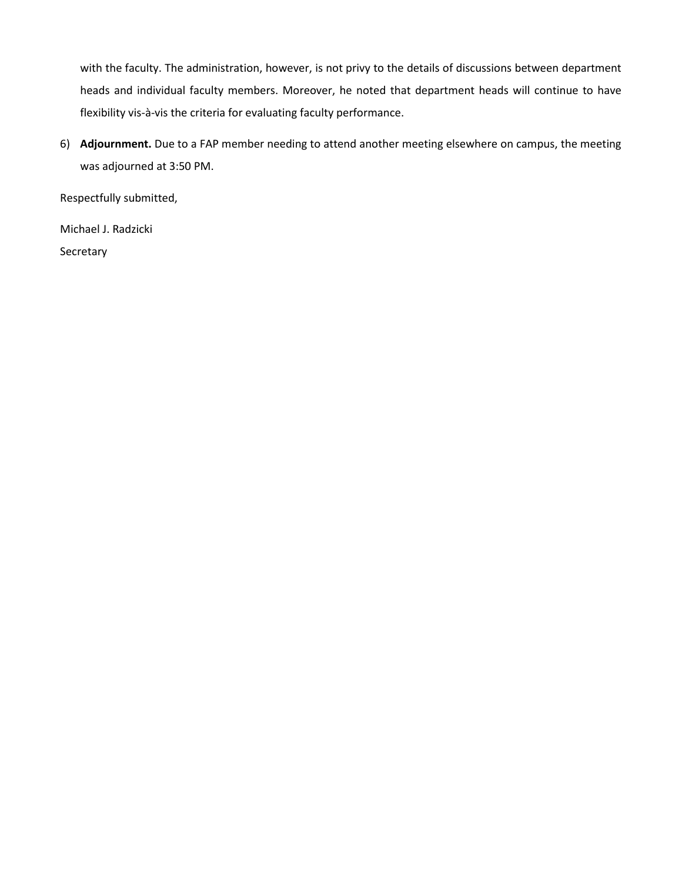with the faculty. The administration, however, is not privy to the details of discussions between department heads and individual faculty members. Moreover, he noted that department heads will continue to have flexibility vis-à-vis the criteria for evaluating faculty performance.

6) **Adjournment.** Due to a FAP member needing to attend another meeting elsewhere on campus, the meeting was adjourned at 3:50 PM.

Respectfully submitted,

Michael J. Radzicki

Secretary